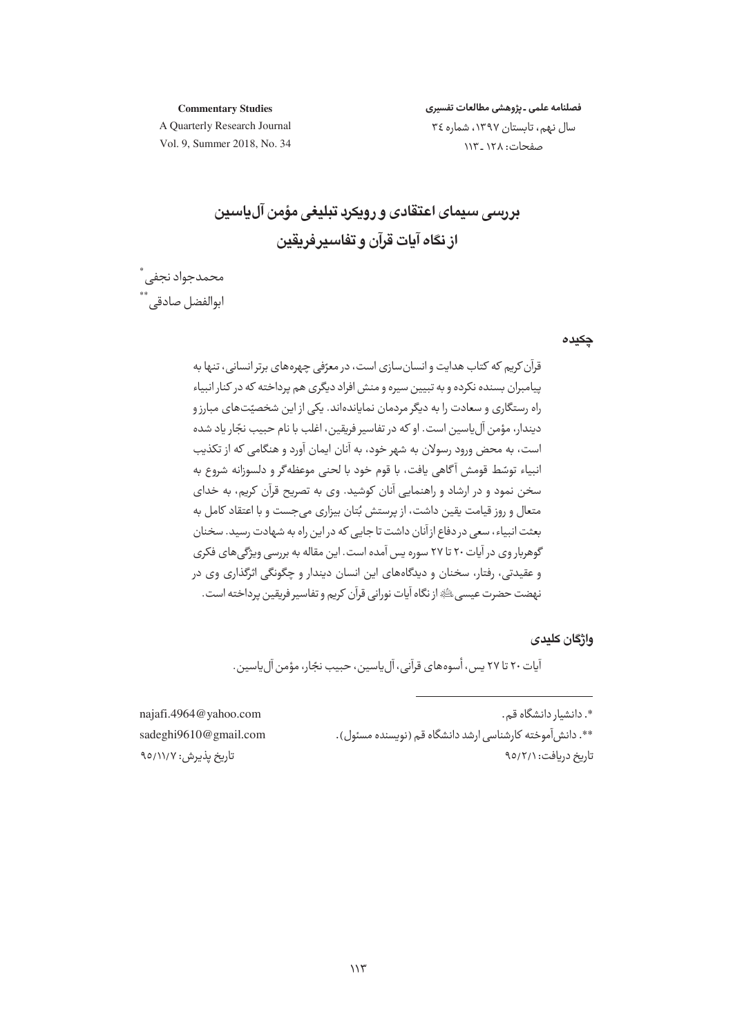# بررسی سیمای اعتقادی و رویکرد تبلیغی مؤمن آل‌یاسین از نگاه آیات قرآن و تفاسیر فریقین

محمدجواد نجفی*

ابوالفضل صادقی**

## چکیده

قرآن کریم که کتاب هدایت و انسان‌سازی است، در معرّفی چهره‌های برتر انسانی، تنها به پیامبران بسنده نکرده و به تبیین سیره و منش افراد دیگری هم پرداخته که در کنار انبیاء راه رستگاری و سعادت را به دیگر مردمان نمایانده‌اند. یکی از این شخصیّت‌های مبارز و دیندار، مؤمن آل‌یاسین است. او که در تفاسیر فریقین، اغلب با نام حبیب نجّار یاد شده است، به محض ورود رسولان به شهر خود، به آنان ایمان آورد و هنگامی که از تکذیب انبیاء توسّط قومش آگاهی یافت، با قوم خود با لحنی موعظه‌گر و دلسوزانه شروع به سخن نمود و در ارشاد و راهنمایی آنان کوشید. وی به تصریح قرآن کریم، به خدای متعال و روز قیامت یقین داشت، از پرستش بُتان بیزاری می‌جست و با اعتقاد کامل به بعثت انبیاء، سعی در دفاع از آنان داشت تا جایی که در این راه به شهادت رسید. سخنان گوهربار وی در آیات ۲۰ تا ۲۷ سوره یس آمده است. این مقاله به بررسی ویژگی‌های فکری و عقیدتی، رفتار، سخنان و دیدگاه‌های این انسان دیندار و چگونگی اثرگذاری وی در نهضت حضرت عیسی ﷺ از نگاه آیات نورانی قرآن کریم و تفاسیر فریقین پرداخته است.

## واژگان کلیدی

آیات ۲۰ تا ۲۷ یس، أسوه‌های قرآنی، آل‌یاسین، حبیب نجّار، مؤمن آل‌یاسین.

---

*. دانشیار دانشگاه قم. najafi.4964@yahoo.com

**. دانش‌آموخته کارشناسی ارشد دانشگاه قم (نویسنده مسئول). sadeghi9610@gmail.com

تاریخ دریافت: ۹۵/۲/۱ تاریخ پذیرش: ۹۵/۱۱/۷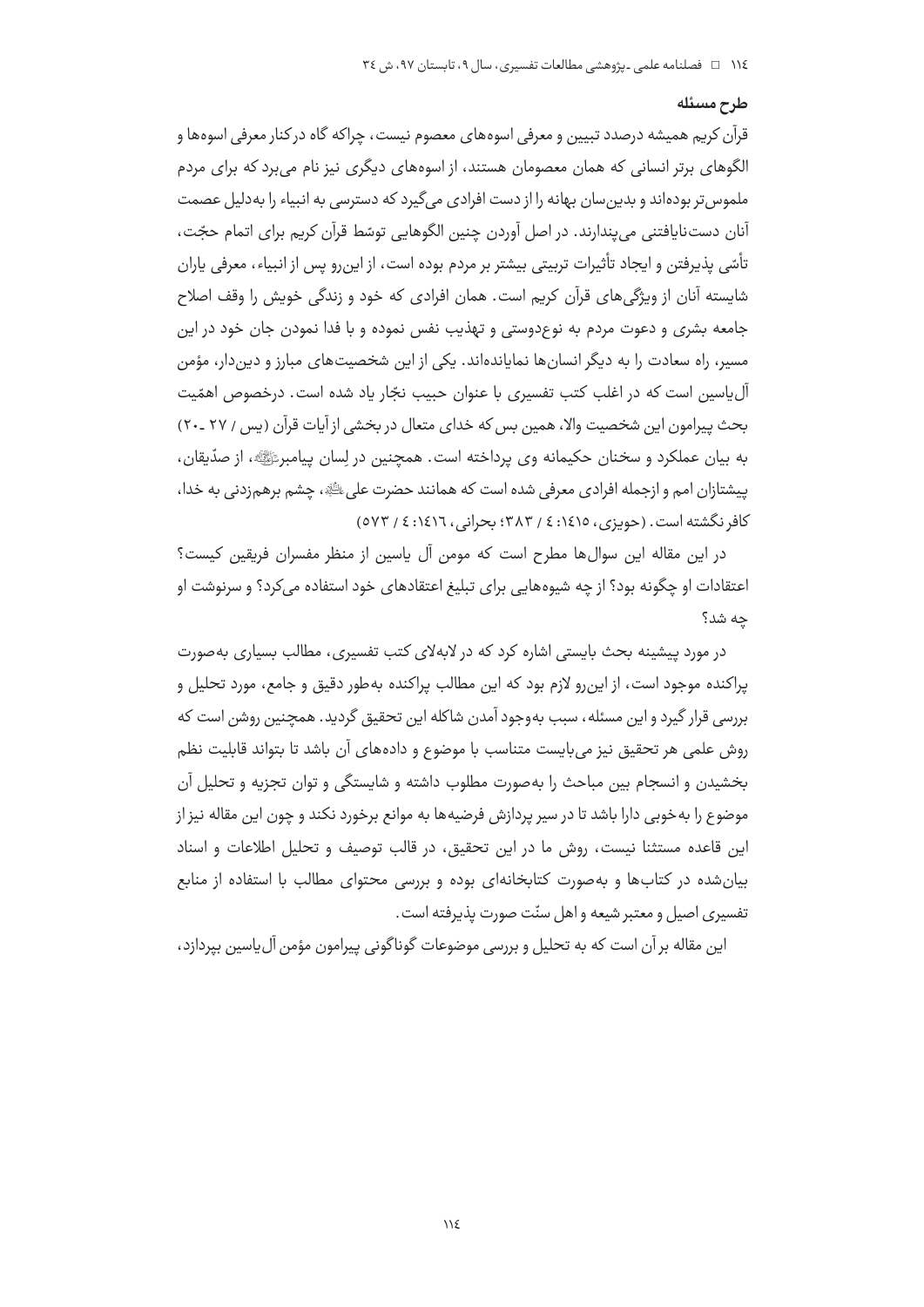### طرح مسئله

قرآن کریم همیشه درصدد تبیین و معرفی اسوه‌های معصوم نیست، چراکه گاه درکنار معرفی اسوه‌ها و الگوهای برتر انسانی که همان معصومان هستند، از اسوه‌های دیگری نیز نام می‌برد که برای مردم ملموس‌تر بوده‌اند و بدین‌سان بهانه را از دست افرادی می‌گیرد که دسترسی به انبیاء را به‌دلیل عصمت آنان دست‌نایافتنی می‌پندارند. در اصل آوردن چنین الگوهایی توسّط قرآن کریم برای اتمام حجّت، تأسّی پذیرفتن و ایجاد تأثیرات تربیتی بیشتر بر مردم بوده است، از این‌رو پس از انبیاء، معرفی یاران شایسته آنان از ویژگی‌های قرآن کریم است. همان افرادی که خود و زندگی خویش را وقف اصلاح جامعه بشری و دعوت مردم به نوع‌دوستی و تهذیب نفس نموده و با فدا نمودن جان خود در این مسیر، راه سعادت را به دیگر انسان‌ها نمایانده‌اند. یکی از این شخصیت‌های مبارز و دین‌دار، مؤمن آل‌یاسین است که در اغلب کتب تفسیری با عنوان حبیب نجّار یاد شده است. درخصوص اهمّیت بحث پیرامون این شخصیت والا، همین بس که خدای متعال در بخشی از آیات قرآن (یس / ۲۷ ـ ۲۰) به بیان عملکرد و سخنان حکیمانه وی پرداخته است. همچنین در لِسان پیامبر ﷺ، از صدّیقان، پیشتازان امم و ازجمله افرادی معرفی شده است که همانند حضرت علی ؑ، چشم برهم‌زدنی به خدا، کافر نگشته است. (حویزی، ۱۴۱۵: ۴ / ۳۸۳؛ بحرانی، ۱۴۱۶: ۴ / ۵۷۳)

در این مقاله این سوال‌ها مطرح است که مومن آل یاسین از منظر مفسران فریقین کیست؟ اعتقادات او چگونه بود؟ از چه شیوه‌هایی برای تبلیغ اعتقادهای خود استفاده می‌کرد؟ و سرنوشت او چه شد؟

در مورد پیشینه بحث بایستی اشاره کرد که در لابه‌لای کتب تفسیری، مطالب بسیاری به‌صورت پراکنده موجود است، از این‌رو لازم بود که این مطالب پراکنده به‌طور دقیق و جامع، مورد تحلیل و بررسی قرار گیرد و این مسئله، سبب به‌وجود آمدن شاکله این تحقیق گردید. همچنین روشن است که روش علمی هر تحقیق نیز می‌بایست متناسب با موضوع و داده‌های آن باشد تا بتواند قابلیت نظم بخشیدن و انسجام بین مباحث را به‌صورت مطلوب داشته و شایستگی و توان تجزیه و تحلیل آن موضوع را به‌خوبی دارا باشد تا در سیر پردازش فرضیه‌ها به موانع برخورد نکند و چون این مقاله نیز از این قاعده مستثنا نیست، روش ما در این تحقیق، در قالب توصیف و تحلیل اطلاعات و اسناد بیان‌شده در کتاب‌ها و به‌صورت کتابخانه‌ای بوده و بررسی محتوای مطالب با استفاده از منابع تفسیری اصیل و معتبر شیعه و اهل سنّت صورت پذیرفته است.

این مقاله بر آن است که به تحلیل و بررسی موضوعات گوناگونی پیرامون مؤمن آل‌یاسین بپردازد،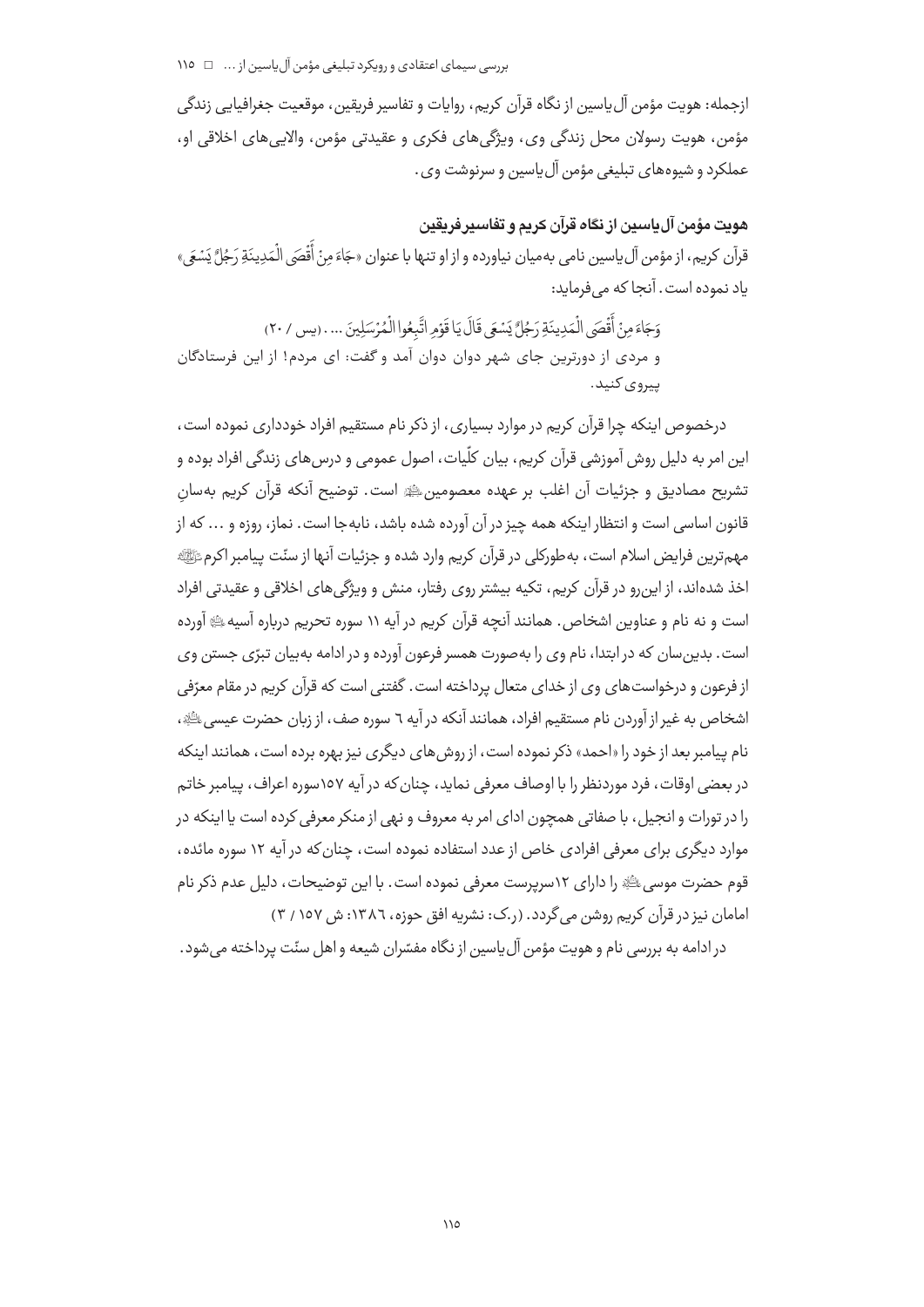ازجمله: هویت مؤمن آل‌یاسین از نگاه قرآن کریم، روایات و تفاسیر فریقین، موقعیت جغرافیایی زندگی مؤمن، هویت رسولان محل زندگی وی، ویژگی‌های فکری و عقیدتی مؤمن، والایی‌های اخلاقی او، عملکرد و شیوه‌های تبلیغی مؤمن آل‌یاسین و سرنوشت وی.

## هویت مؤمن آل‌یاسین از نگاه قرآن کریم و تفاسیر فریقین

قرآن کریم، از مؤمن آل‌یاسین نامی به‌میان نیاورده و از او تنها با عنوان «جَاءَ مِنْ أَقْصَى الْمَدِينَةِ رَجُلٌ يَسْعَى» یاد نموده است. آنجا که می‌فرماید:

وَجَاءَ مِنْ أَقْصَى الْمَدِينَةِ رَجُلٌ يَسْعَى قَالَ يَا قَوْمِ اتَّبِعُوا الْمُرْسَلِينَ ... . (یس / ۲۰)

و مردی از دورترین جای شهر دوان دوان آمد و گفت: ای مردم! از این فرستادگان پیروی کنید.

درخصوص اینکه چرا قرآن کریم در موارد بسیاری، از ذکر نام مستقیم افراد خودداری نموده است، این امر به دلیل روش آموزشی قرآن کریم، بیان کلّیات، اصول عمومی و درس‌های زندگی افراد بوده و تشریح مصادیق و جزئیات آن اغلب بر عهده معصومین ﷺ است. توضیح آنکه قرآن کریم به‌سانِ قانون اساسی است و انتظار اینکه همه چیز در آن آورده شده باشد، نابه‌جا است. نماز، روزه و ... که از مهم‌ترین فرایض اسلام است، به‌طورکلی در قرآن کریم وارد شده و جزئیات آنها از سنّت پیامبر اکرم ﷺ اخذ شده‌اند، از این‌رو در قرآن کریم، تکیه بیشتر روی رفتار، منش و ویژگی‌های اخلاقی و عقیدتی افراد است و نه نام و عناوین اشخاص. همانند آنچه قرآن کریم در آیه ۱۱ سوره تحریم درباره آسیه ﷺ آورده است. بدین‌سان که در ابتدا، نام وی را به‌صورت همسر فرعون آورده و در ادامه به‌بیان تبرّی جستن وی از فرعون و درخواست‌های وی از خدای متعال پرداخته است. گفتنی است که قرآن کریم در مقام معرّفی اشخاص به غیر از آوردن نام مستقیم افراد، همانند آنکه در آیه ٦ سوره صف، از زبان حضرت عیسی ﷺ، نام پیامبر بعد از خود را «احمد» ذکر نموده است، از روش‌های دیگری نیز بهره برده است، همانند اینکه در بعضی اوقات، فرد موردنظر را با اوصاف معرفی نماید، چنان‌که در آیه ۱۵۷سوره اعراف، پیامبر خاتم را در تورات و انجیل، با صفاتی همچون ادای امر به معروف و نهی از منکر معرفی کرده است یا اینکه در موارد دیگری برای معرفی افرادی خاص از عدد استفاده نموده است، چنان‌که در آیه ۱۲ سوره مائده، قوم حضرت موسی ﷺ را دارای ۱۲سرپرست معرفی نموده است. با این توضیحات، دلیل عدم ذکر نام امامان نیز در قرآن کریم روشن می‌گردد. (ر.ک: نشریه افق حوزه، ۱۳۸٦: ش ۱۵۷ / ۳)

در ادامه به بررسی نام و هویت مؤمن آل‌یاسین از نگاه مفسّران شیعه و اهل سنّت پرداخته می‌شود.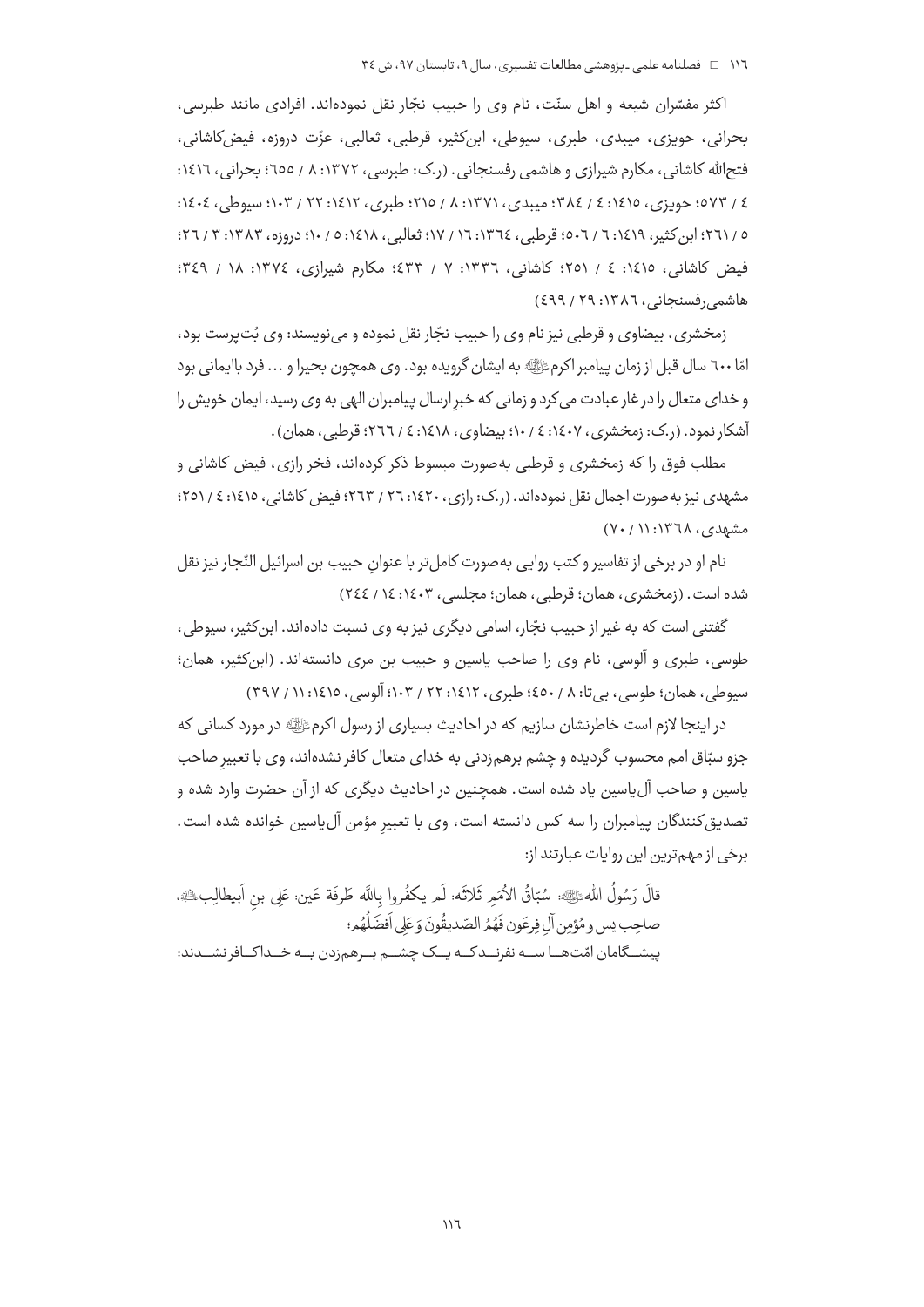اکثر مفسّران شیعه و اهل سنّت، نام وی را حبیب نجّار نقل نموده‌اند. افرادی مانند طبرسی، بحرانی، حویزی، میبدی، طبری، سیوطی، ابن‌کثیر، قرطبی، ثعالبی، عزّت دروزه، فیض‌کاشانی، فتح‌الله کاشانی، مکارم شیرازی و هاشمی رفسنجانی. (ر.ک: طبرسی، ۱۳۷۲: ۸ / ٦٥٥؛ بحرانی، ۱٤۱٦: ٤ / ٥٧٣؛ حویزی، ۱٤۱٥: ٤ / ۳۸٤؛ میبدی، ۱۳۷۱: ۸ / ۲۱٥؛ طبری، ۱٤۱۲: ۲۲ / ۱۰۳؛ سیوطی، ۱٤۰٤: ٥ / ۲٦۱؛ ابن‌کثیر، ۱٤۱۹: ٦ / ٥۰٦؛ قرطبی، ۱۳٦٤: ۱٦ / ۱۷؛ ثعالبی، ۱٤۱۸: ٥ / ۱۰؛ دروزه، ۱۳۸۳: ۳ / ۲٦؛ فیض کاشانی، ۱٤۱٥: ٤ / ۲٥۱؛ کاشانی، ۱۳۳٦: ۷ / ٤۳۳؛ مکارم شیرازی، ۱۳۷٤: ۱۸ / ۳٤۹؛ هاشمی‌رفسنجانی، ۱۳۸٦: ۲۹ / ٤۹۹)

زمخشری، بیضاوی و قرطبی نیز نام وی را حبیب نجّار نقل نموده و می‌نویسند: وی بُت‌پرست بود، امّا ٦۰۰ سال قبل از زمان پیامبر اکرم ﷺ به ایشان گرویده بود. وی همچون بحیرا و ... فرد باایمانی بود و خدای متعال را در غار عبادت می‌کرد و زمانی که خبرِ ارسال پیامبران الهی به وی رسید، ایمان خویش را آشکار نمود. (ر.ک: زمخشری، ۱٤۰۷: ٤ / ۱۰؛ بیضاوی، ۱٤۱۸: ٤ / ۲٦٦؛ قرطبی، همان).

مطلب فوق را که زمخشری و قرطبی به‌صورت مبسوط ذکر کرده‌اند، فخر رازی، فیض کاشانی و مشهدی نیز به‌صورت اجمال نقل نموده‌اند. (ر.ک: رازی، ۱٤۲۰: ۲٦ / ۲٦۳؛ فیض کاشانی، ۱٤۱٥: ٤ / ۲٥۱؛ مشهدی، ۱۳٦۸: ۱۱ / ۷۰)

نام او در برخی از تفاسیر و کتب روایی به‌صورت کامل‌تر با عنوانِ حبیب بن اسرائیل النّجار نیز نقل شده است. (زمخشری، همان؛ قرطبی، همان؛ مجلسی، ۱٤۰۳: ۱٤ / ۲٤٤)

گفتنی است که به غیر از حبیب نجّار، اسامی دیگری نیز به وی نسبت داده‌اند. ابن‌کثیر، سیوطی، طوسی، طبری و آلوسی، نام وی را صاحب یاسین و حبیب بن مری دانسته‌اند. (ابن‌کثیر، همان؛ سیوطی، همان؛ طوسی، بی‌تا: ۸ / ٤٥۰؛ طبری، ۱٤۱۲: ۲۲ / ۱۰۳؛ آلوسی، ۱٤۱٥: ۱۱ / ۳۹۷)

در اینجا لازم است خاطرنشان سازیم که در احادیث بسیاری از رسول اکرم ﷺ در مورد کسانی که جزو سبّاق امم محسوب گردیده و چشم برهم‌زدنی به خدای متعال کافر نشده‌اند، وی با تعبیرِ صاحب یاسین و صاحب آل‌یاسین یاد شده است. همچنین در احادیث دیگری که از آن حضرت وارد شده و تصدیق‌کنندگان پیامبران را سه کس دانسته است، وی با تعبیرِ مؤمن آل‌یاسین خوانده شده است. برخی از مهم‌ترین این روایات عبارتند از:

قالَ رَسُولُ اللهِ ﷺ: سُبّاقُ الاُمَمِ ثَلاثَه: لَم یکفُروا بِاللّه طَرفَة عَین: عَلِی بنِ اَبیطالِب ﷺ، صاحِبِ یس و مُؤمِنِ آلِ فِرعَون فَهُمُ الصّدیقُونَ وَ عَلِی اَفضَلُهُم؛

پیشگامان امّت‌ها سه نفرند که یک چشم برهم‌زدن به خدا کافر نشدند: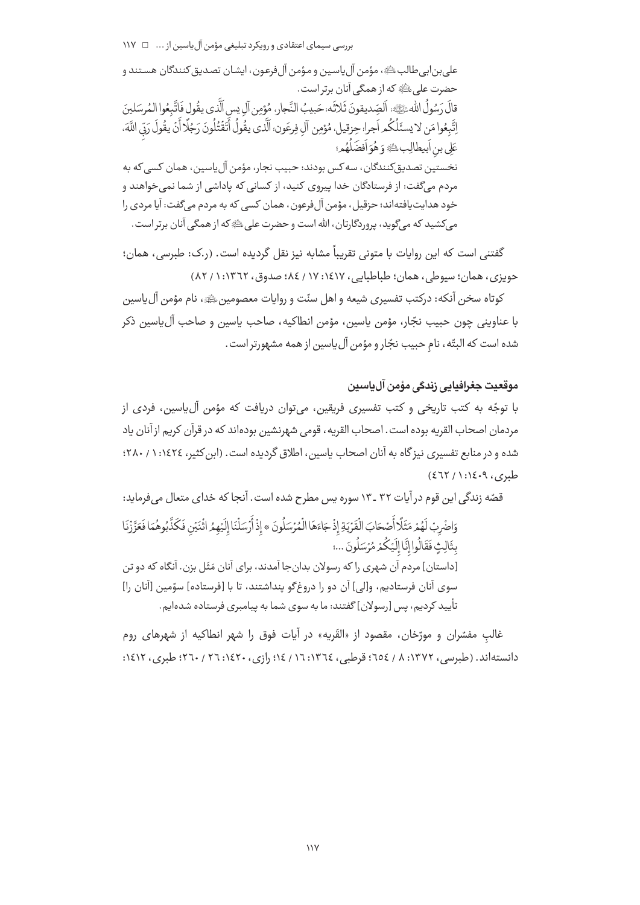علی‌بن‌ابی‌طالب ﷺ، مؤمن آل‌یاسین و مؤمن آل‌فرعون، ایشان تصدیق‌کنندگان هستند و حضرت علی ﷺ که از همگی آنان برتر است.

قالَ رَسُولُ اللهِ ﷺ: اَلصِّدیقونَ ثَلاثَه: حَبیبُ النَّجارِ، مُؤمِنِ آلِ یسِ الَّذی یقُولِ فَاتَّبِعُوا المُرسَلینَ اِتَّبِعُوا مَن لا یسئَلُکُم اَجرا؛ حِزقیل، مُؤمِنِ آلِ فِرعَون، الَّذی یقُولُ أَتَقْتُلُونَ رَجُلًا أَنْ یقُولَ رَبِّیَ اللَّهَ، عَلِی بنِ اَبیطالِب ﷺ وَ هُوَ اَفضَلُهُم؛

نخستین تصدیق‌کنندگان، سه کس بودند: حبیب نجار، مؤمن آل‌یاسین، همان کسی که به مردم می‌گفت: از فرستادگان خدا پیروی کنید، از کسانی که پاداشی از شما نمی‌خواهند و خود هدایت‌یافته‌اند؛ حزقیل، مؤمن آل‌فرعون، همان کسی که به مردم می‌گفت: آیا مردی را می‌کشید که می‌گوید، پروردگارتان، الله است و حضرت علی ﷺ که از همگی آنان برتر است.

گفتنی است که این روایات با متونی تقریباً مشابه نیز نقل گردیده است. (ر.ک: طبرسی، همان؛ حویزی، همان؛ سیوطی، همان؛ طباطبایی، ١٤١٧: ١٧ / ٨٤؛ صدوق، ١٣٦٢: ١ / ٨٢)

کوتاه سخن آنکه: درکتب تفسیری شیعه و اهل سنّت و روایات معصومین ﷺ، نام مؤمن آل‌یاسین با عناوینی چون حبیب نجّار، مؤمن یاسین، مؤمن انطاکیه، صاحب یاسین و صاحب آل‌یاسین ذکر شده است که البتّه، نامِ حبیب نجّار و مؤمن آل‌یاسین از همه مشهورتر است.

## موقعیت جغرافیایی زندگی مؤمن آل‌یاسین

با توجّه به کتب تاریخی و کتب تفسیری فریقین، می‌توان دریافت که مؤمن آل‌یاسین، فردی از مردمان اصحاب القریه بوده است. اصحاب القریه، قومی شهرنشین بوده‌اند که در قرآن کریم از آنان یاد شده و در منابع تفسیری نیزگاه به آنان اصحاب یاسین، اطلاق گردیده است. (ابن‌کثیر، ١٤٢٤: ١ / ٢٨٠؛ طبری، ١٤٠٩: ١ / ٤٦٢)

قصّه زندگی این قوم در آیات ٣٢ ـ ١٣ سوره یس مطرح شده است. آنجا که خدای متعال می‌فرماید:

وَاضْرِبْ لَهُمْ مَثَلًا أَصْحَابَ الْقَرْيَةِ إِذْ جَاءَهَا الْمُرْسَلُونَ * إِذْ أَرْسَلْنَا إِلَيْهِمُ اثْنَيْنِ فَكَذَّبُوهُمَا فَعَزَّزْنَا بِثَالِثٍ فَقَالُوا إِنَّا إِلَيْكُمْ مُرْسَلُونَ ...؛

[داستان] مردم آن شهری را که رسولان بدان‌جا آمدند، برای آنان مَثَل بزن. آنگاه که دو تن سوی آنان فرستادیم، و[لی] آن دو را دروغ‌گو پنداشتند، تا با [فرستاده] سوّمین [آنان را] تأیید کردیم، پس [رسولان] گفتند: ما به سوی شما به پیامبری فرستاده شده‌ایم.

غالبِ مفسّران و مورّخان، مقصود از «القَریه» در آیات فوق را شهر انطاکیه از شهرهای روم دانسته‌اند. (طبرسی، ١٣٧٢: ٨ / ٦٥٤؛ قرطبی، ١٣٦٤: ١٦ / ١٤؛ رازی، ١٤٢٠: ٢٦ / ٢٦٠؛ طبری، ١٤١٢: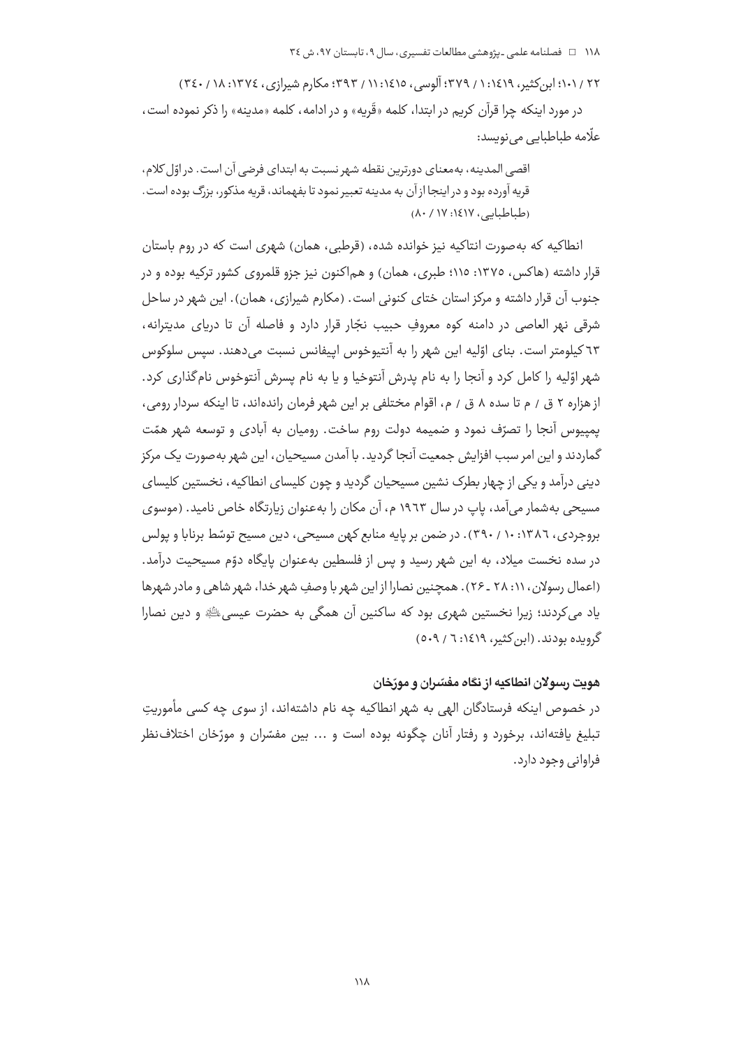۲۲ / ۱۰۱؛ ابن‌کثیر، ۱٤۱۹: ۱ / ۳۷۹؛ آلوسی، ۱٤۱٥: ۱۱ / ۳۹۳؛ مکارم شیرازی، ۱۳۷٤: ۱۸ / ۳٤۰)

در مورد اینکه چرا قرآن کریم در ابتدا، کلمه «قَریه» و در ادامه، کلمه «مدینه» را ذکر نموده است، علّامه طباطبایی می‌نویسد:

> اقصی المدینه، به‌معنای دورترین نقطه شهر نسبت به ابتدای فرضی آن است. در اوّل کلام، قریه آورده بود و در اینجا از آن به مدینه تعبیر نمود تا بفهماند، قریه مذکور، بزرگ بوده است. (طباطبایی، ۱٤۱۷: ۱۷ / ۸۰)

انطاکیه که به‌صورت انتاکیه نیز خوانده شده، (قرطبی، همان) شهری است که در روم باستان قرار داشته (هاکس، ۱۳۷٥: ۱۱٥؛ طبری، همان) و هم‌اکنون نیز جزو قلمروی کشور ترکیه بوده و در جنوب آن قرار داشته و مرکز استان ختای کنونی است. (مکارم شیرازی، همان). این شهر در ساحل شرقی نهر العاصی در دامنه کوه معروفِ حبیب نجّار قرار دارد و فاصله آن تا دریای مدیترانه، ٦۳ کیلومتر است. بنای اوّلیه این شهر را به آنتیوخوس اپیفانس نسبت می‌دهند. سپس سلوکوس شهر اوّلیه را کامل کرد و آنجا را به نام پدرش آنتوخیا و یا به نام پسرش آنتوخوس نام‌گذاری کرد. از هزاره ۲ ق / م تا سده ۸ ق / م، اقوام مختلفی بر این شهر فرمان رانده‌اند، تا اینکه سردار رومی، پمپیوس آنجا را تصرّف نمود و ضمیمه دولت روم ساخت. رومیان به آبادی و توسعه شهر همّت گماردند و این امر سبب افزایش جمعیت آنجا گردید. با آمدن مسیحیان، این شهر به‌صورت یک مرکز دینی درآمد و یکی از چهار بطرک نشین مسیحیان گردید و چون کلیسای انطاکیه، نخستین کلیسای مسیحی به‌شمار می‌آمد، پاپ در سال ۱۹٦۳ م، آن مکان را به‌عنوان زیارتگاه خاص نامید. (موسوی بروجردی، ۱۳۸٦: ۱۰ / ۳۹۰). در ضمن بر پایه منابع کهن مسیحی، دین مسیح توسّط برنابا و پولس در سده نخست میلاد، به این شهر رسید و پس از فلسطین به‌عنوان پایگاه دوّم مسیحیت درآمد. (اعمال رسولان، ۱۱: ۲۸ ـ ۲٦). همچنین نصارا از این شهر با وصفِ شهر خدا، شهر شاهی و مادر شهرها یاد می‌کردند؛ زیرا نخستین شهری بود که ساکنین آن همگی به حضرت عیسی علیه‌السلام و دین نصارا گرویده بودند. (ابن‌کثیر، ۱٤۱۹: ٦ / ٥۰۹)

### هویت رسولان انطاکیه از نگاه مفسّران و مورّخان

در خصوص اینکه فرستادگان الهی به شهر انطاکیه چه نام داشته‌اند، از سوی چه کسی مأموریتِ تبلیغ یافته‌اند، برخورد و رفتار آنان چگونه بوده است و ... بین مفسّران و مورّخان اختلاف‌نظر فراوانی وجود دارد.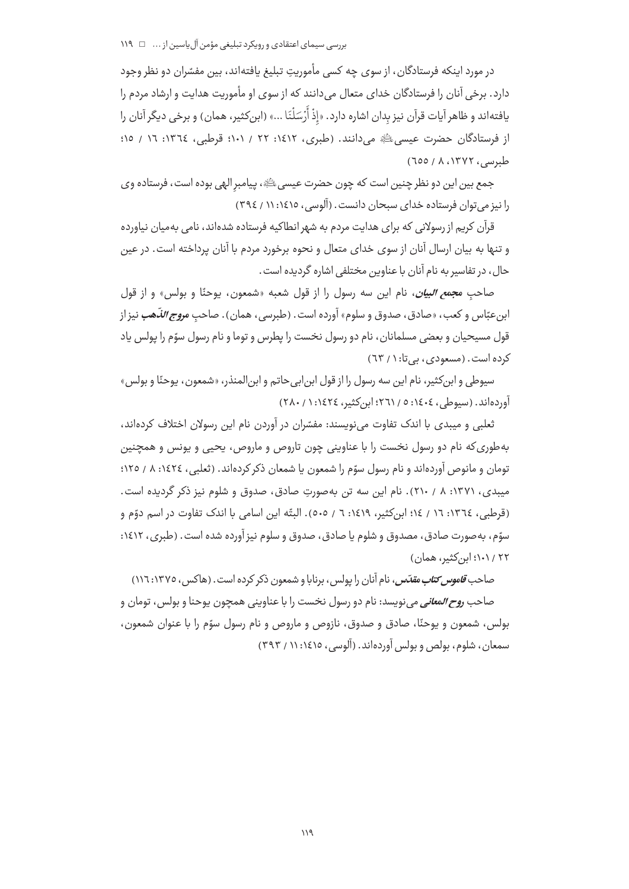در مورد اینکه فرستادگان، از سوی چه کسی مأموریتِ تبلیغ یافته‌اند، بین مفسّران دو نظر وجود دارد. برخی آنان را فرستادگان خدای متعال می‌دانند که از سوی او مأموریت هدایت و ارشاد مردم را یافته‌اند و ظاهر آیات قرآن نیز بِدان اشاره دارد. «إِذْ أَرْسَلْنَا ...» (ابن‌کثیر، همان) و برخی دیگر آنان را از فرستادگان حضرت عیسی علیه السلام می‌دانند. (طبری، ١٤١٢: ٢٢ / ١٠١؛ قرطبی، ١٣٦٤: ١٦ / ١٥؛ طبرسی، ١٣٧٢، ٨ / ٦٥٥)

جمع بین این دو نظر چنین است که چون حضرت عیسی علیه السلام، پیامبرِ الهی بوده است، فرستاده وی را نیز می‌توان فرستاده خدای سبحان دانست. (آلوسی، ١٤١٥: ١١ / ٣٩٤)

قرآن کریم از رسولانی که برای هدایت مردم به شهر انطاکیه فرستاده شده‌اند، نامی به‌میان نیاورده و تنها به بیان ارسال آنان از سوی خدای متعال و نحوه برخورد مردم با آنان پرداخته است. در عین حال، در تفاسیر به نام آنان با عناوین مختلفی اشاره گردیده است.

صاحبِ ***مجمع البیان***، نام این سه رسول را از قول شعبه «شمعون، یوحنّا و بولس» و از قول ابن‌عبّاس و کعب، «صادق، صدوق و سلوم» آورده است. (طبرسی، همان). صاحبِ ***مروج الذّهب*** نیز از قول مسیحیان و بعضی مسلمانان، نام دو رسول نخست را پطرس و توما و نام رسول سوّم را پولس یاد کرده است. (مسعودی، بی‌تا: ١ / ٦٣)

سیوطی و ابن‌کثیر، نام این سه رسول را از قول ابن‌ابی‌حاتم و ابن‌المنذر، «شمعون، یوحنّا و بولس» آورده‌اند. (سیوطی، ١٤٠٤: ٥ / ٢٦١؛ ابن‌کثیر، ١٤٢٤: ١ / ٢٨٠)

ثعلبی و میبدی با اندک تفاوت می‌نویسند: مفسّران در آوردن نام این رسولان اختلاف کرده‌اند، به‌طوری‌که نام دو رسول نخست را با عناوینی چون تاروص و ماروص، یحیی و یونس و همچنین تومان و مانوص آورده‌اند و نام رسول سوّم را شمعون یا شمعان ذکر کرده‌اند. (ثعلبی، ١٤٢٤: ٨ / ١٢٥؛ میبدی، ١٣٧١: ٨ / ٢١٠). نام این سه تن به‌صورتِ صادق، صدوق و شلوم نیز ذکر گردیده است. (قرطبی، ١٣٦٤: ١٦ / ١٤؛ ابن‌کثیر، ١٤١٩: ٦ / ٥٠٥). البتّه این اسامی با اندک تفاوت در اسم دوّم و سوّم، به‌صورت صادق، مصدوق و شلوم یا صادق، صدوق و سلوم نیز آورده شده است. (طبری، ١٤١٢: ٢٢ / ١٠١؛ ابن‌کثیر، همان)

صاحب ***قاموس کتاب مقدّس***، نام آنان را پولس، برنابا و شمعون ذکر کرده است. (هاکس، ١٣٧٥: ١١٦)

صاحب ***روح المعانی*** می‌نویسد: نام دو رسول نخست را با عناوینی همچون یوحنا و بولس، تومان و بولس، شمعون و یوحنّا، صادق و صدوق، نازوص و ماروص و نام رسول سوّم را با عنوان شمعون، سمعان، شلوم، بولص و بولس آورده‌اند. (آلوسی، ١٤١٥: ١١ / ٣٩٣)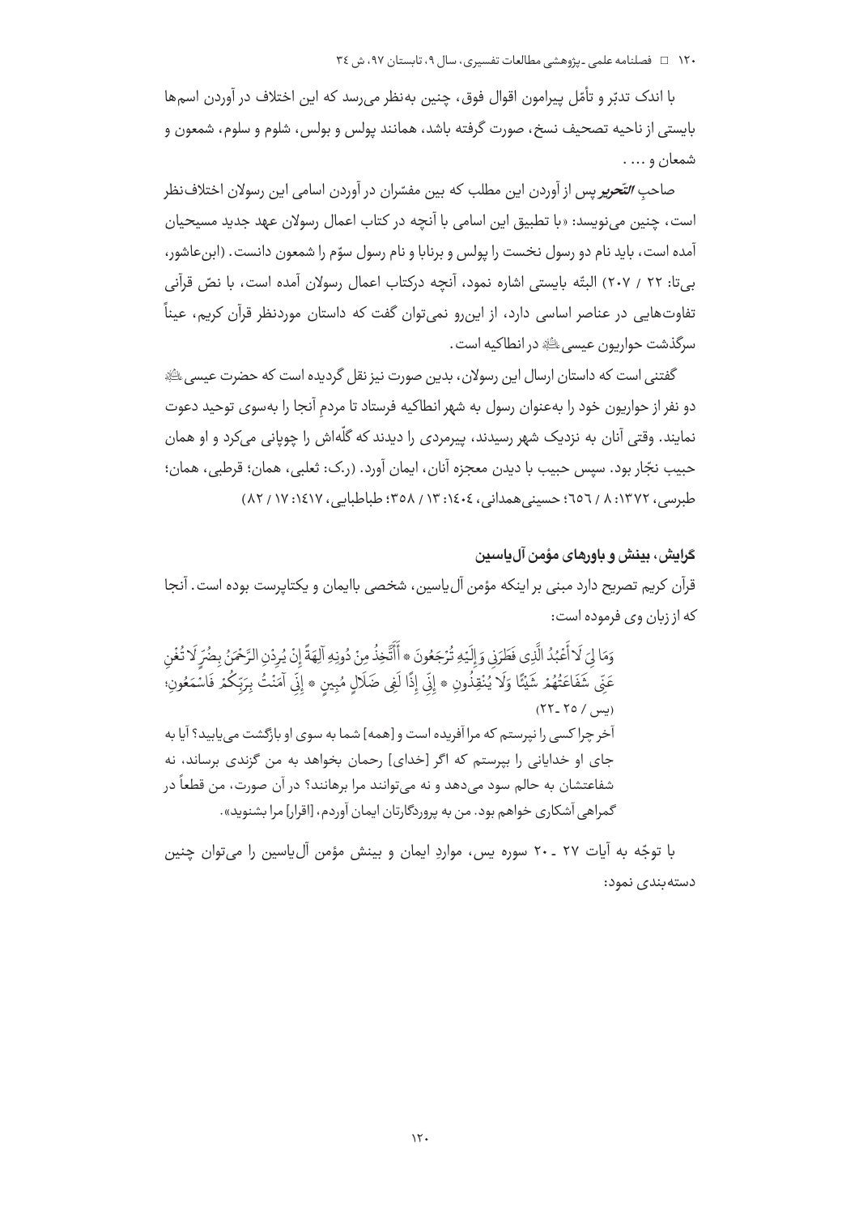با اندک تدبّر و تأمّل پیرامون اقوال فوق، چنین به‌نظر می‌رسد که این اختلاف در آوردن اسم‌ها بایستی از ناحیه تصحیف نسخ، صورت گرفته باشد، همانند پولس و بولس، شلوم و سلوم، شمعون و شمعان و ... .

صاحبِ *التّحریر* پس از آوردن این مطلب که بین مفسّران در آوردن اسامی این رسولان اختلاف‌نظر است، چنین می‌نویسد: «با تطبیق این اسامی با آنچه در کتاب اعمال رسولان عهد جدید مسیحیان آمده است، باید نام دو رسول نخست را پولس و برنابا و نام رسول سوّم را شمعون دانست. (ابن‌عاشور، بی‌تا: ۲۲ / ۲۰۷) البتّه بایستی اشاره نمود، آنچه درکتاب اعمال رسولان آمده است، با نصّ قرآنی تفاوت‌هایی در عناصر اساسی دارد، از این‌رو نمی‌توان گفت که داستان موردنظر قرآن کریم، عیناً سرگذشت حواریون عیسیﷺ در انطاکیه است.

گفتنی است که داستان ارسال این رسولان، بدین صورت نیز نقل گردیده است که حضرت عیسیﷺ دو نفر از حواریون خود را به‌عنوان رسول به شهر انطاکیه فرستاد تا مردمِ آنجا را به‌سوی توحید دعوت نمایند. وقتی آنان به نزدیک شهر رسیدند، پیرمردی را دیدند که گلّه‌اش را چوپانی می‌کرد و او همان حبیب نجّار بود. سپس حبیب با دیدن معجزه آنان، ایمان آورد. (ر.ک: ثعلبی، همان؛ قرطبی، همان؛ طبرسی، ۱۳۷۲: ۸ / ۶۵۶؛ حسینی‌همدانی، ۱۴۰۴: ۱۳ / ۳۵۸؛ طباطبایی، ۱۴۱۷: ۱۷ / ۸۲)

## گرایش، بینش و باورهای مؤمن آل‌یاسین

قرآن کریم تصریح دارد مبنی بر اینکه مؤمن آل‌یاسین، شخصی باایمان و یکتاپرست بوده است. آنجا که از زبان وی فرموده است:

> وَمَا لِيَ لَا أَعْبُدُ الَّذِي فَطَرَنِي وَإِلَيْهِ تُرْجَعُونَ * أَأَتَّخِذُ مِنْ دُونِهِ آلِهَةً إِنْ يُرِدْنِ الرَّحْمَنُ بِضُرٍّ لَا تُغْنِ عَنِّي شَفَاعَتُهُمْ شَيْئًا وَلَا يُنْقِذُونِ * إِنِّي إِذًا لَفِي ضَلَالٍ مُبِينٍ * إِنِّي آمَنْتُ بِرَبِّكُمْ فَاسْمَعُونِ؛ (یس / ۲۵ ـ ۲۲)
>
> آخر چرا کسی را نپرستم که مرا آفریده است و [همه] شما به سوی او بازگشت می‌یابید؟ آیا به جای او خدایانی را بپرستم که اگر [خدای] رحمان بخواهد به من گزندی برساند، نه شفاعتشان به حالم سود می‌دهد و نه می‌توانند مرا برهانند؟ در آن صورت، من قطعاً در گمراهی آشکاری خواهم بود. من به پروردگارتان ایمان آوردم، [اقرار] مرا بشنوید».

با توجّه به آیات ۲۷ ـ ۲۰ سوره یس، مواردِ ایمان و بینش مؤمن آل‌یاسین را می‌توان چنین دسته‌بندی نمود: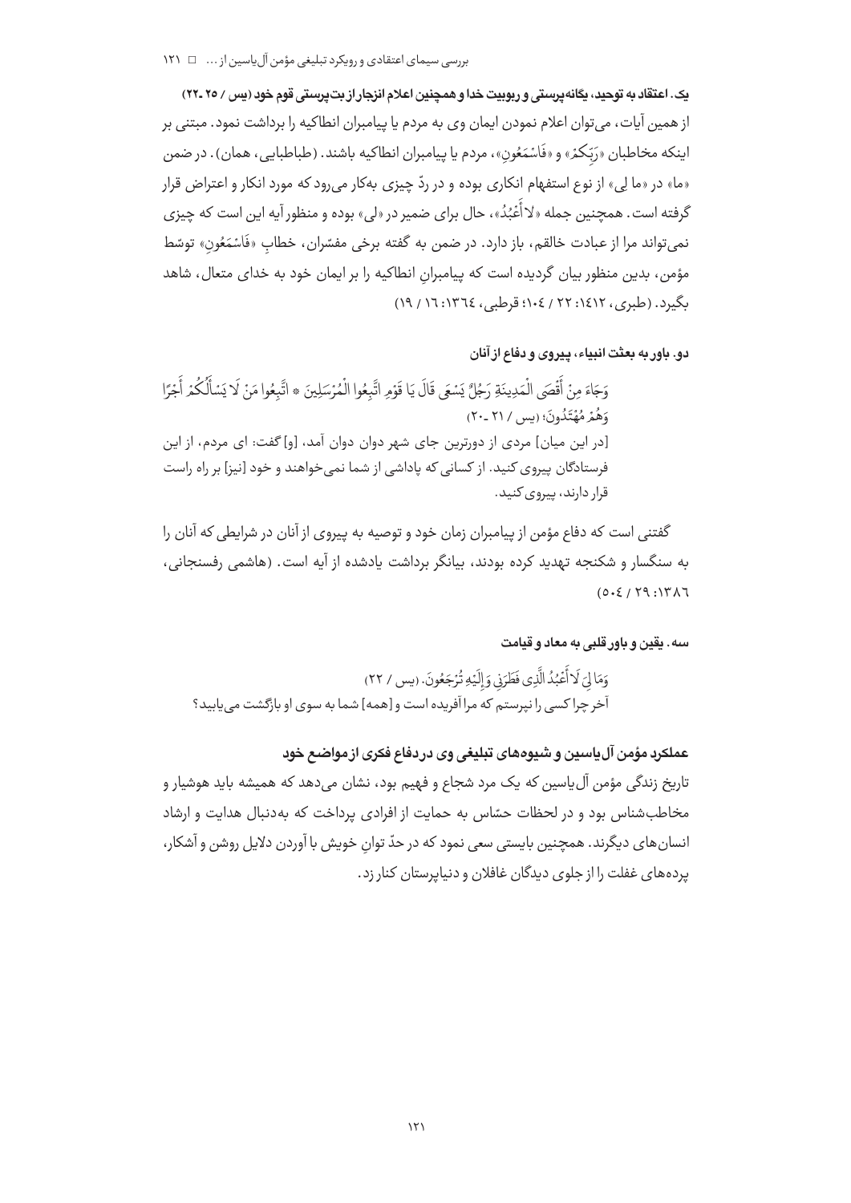**یک. اعتقاد به توحید، یگانه‌پرستی و ربوبیت خدا و همچنین اعلام انزجار از بت‌پرستی قوم خود (یس / ۲۵ ـ ۲۲)**

از همین آیات، می‌توان اعلام نمودن ایمان وی به مردم یا پیامبران انطاکیه را برداشت نمود. مبتنی بر اینکه مخاطبان «رَبِّكُمْ» و «فَاسْمَعُونِ»، مردم یا پیامبران انطاکیه باشند. (طباطبایی، همان). در ضمن «ما» در «ما لِی» از نوع استفهام انکاری بوده و در ردّ چیزی به‌کار می‌رود که مورد انکار و اعتراض قرار گرفته است. همچنین جمله «لا أَعْبُدُ»، حال برای ضمیر در «لِی» بوده و منظور آیه این است که چیزی نمی‌تواند مرا از عبادت خالقم، باز دارد. در ضمن به گفته برخی مفسّران، خطابِ «فَاسْمَعُونِ» توسّط مؤمن، بدین منظور بیان گردیده است که پیامبرانِ انطاکیه را بر ایمان خود به خدای متعال، شاهد بگیرد. (طبری، ۱٤۱۲: ۲۲ / ۱۰٤؛ قرطبی، ۱۳٦٤: ۱٦ / ۱۹)

**دو. باور به بعثت انبیاء، پیروی و دفاع از آنان**

وَجَاءَ مِنْ أَقْصَى الْمَدِينَةِ رَجُلٌ يَسْعَى قَالَ يَا قَوْمِ اتَّبِعُوا الْمُرْسَلِينَ * اتَّبِعُوا مَنْ لَا يَسْأَلُكُمْ أَجْرًا وَهُمْ مُهْتَدُونَ؛ (یس / ۲۱ ـ ۲۰)

[در این میان] مردی از دورترین جای شهر دوان دوان آمد، [و] گفت: ای مردم، از این فرستادگان پیروی کنید. از کسانی که پاداشی از شما نمی‌خواهند و خود [نیز] بر راه راست قرار دارند، پیروی کنید.

گفتنی است که دفاع مؤمن از پیامبران زمان خود و توصیه به پیروی از آنان در شرایطی که آنان را به سنگسار و شکنجه تهدید کرده بودند، بیانگر برداشت یادشده از آیه است. (هاشمی رفسنجانی، ۱۳۸٦: ۲۹ / ۵۰٤)

**سه. یقین و باور قلبی به معاد و قیامت**

وَمَا لِيَ لَا أَعْبُدُ الَّذِي فَطَرَنِي وَإِلَيْهِ تُرْجَعُونَ. (یس / ۲۲)

آخر چرا کسی را نپرستم که مرا آفریده است و [همه] شما به سوی او بازگشت می‌یابید؟

**عملکرد مؤمن آل‌یاسین و شیوه‌های تبلیغی وی در دفاع فکری از مواضع خود**

تاریخ زندگی مؤمن آل‌یاسین که یک مرد شجاع و فهیم بود، نشان می‌دهد که همیشه باید هوشیار و مخاطب‌شناس بود و در لحظات حسّاس به حمایت از افرادی پرداخت که به‌دنبال هدایت و ارشاد انسان‌های دیگرند. همچنین بایستی سعی نمود که در حدّ توانِ خویش با آوردن دلایل روشن و آشکار، پرده‌های غفلت را از جلوی دیدگان غافلان و دنیاپرستان کنار زد.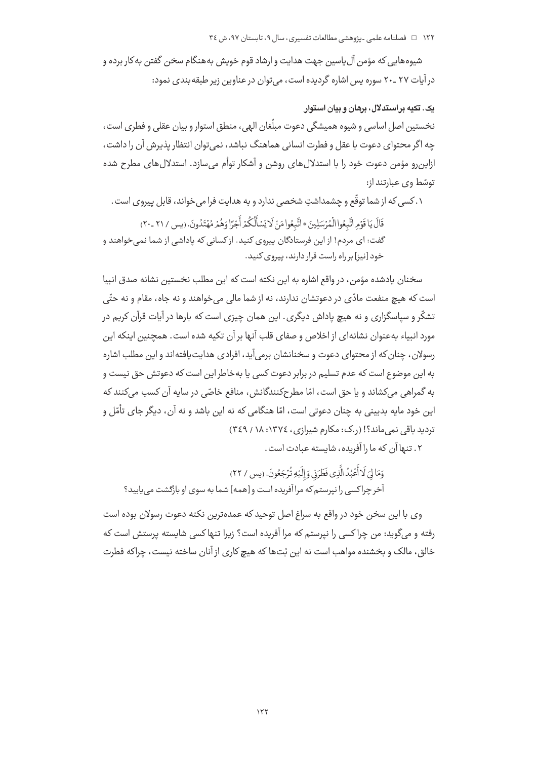شیوه‌هایی که مؤمن آل‌یاسین جهت هدایت و ارشاد قوم خویش به‌هنگام سخن گفتن به‌کار برده و در آیات ۲۷ ـ ۲۰ سوره یس اشاره گردیده است، می‌توان در عناوین زیر طبقه‌بندی نمود:

### یک. تکیه براستدلال، برهان و بیان استوار

نخستین اصل اساسی و شیوه همیشگی دعوت مبلّغان الهی، منطق استوار و بیان عقلی و فطری است، چه اگر محتوای دعوت با عقل و فطرت انسانی هماهنگ نباشد، نمی‌توان انتظار پذیرش آن را داشت، ازاین‌رو مؤمن دعوت خود را با استدلال‌های روشن و آشکار توأم می‌سازد. استدلال‌های مطرح شده توسّط وی عبارتند از:

۱. کسی که از شما توقّع و چشمداشتِ شخصی ندارد و به هدایت فرا می‌خواند، قابل پیروی است.

قَالَ یَا قَوْمِ اتَّبِعُوا الْمُرْسَلِینَ * اتَّبِعُوا مَنْ لَا یَسْأَلُکُمْ أَجْرًا وَهُمْ مُهْتَدُونَ. (یس / ۲۱ ـ ۲۰)
گفت: ای مردم! از این فرستادگان پیروی کنید. ازکسانی که پاداشی از شما نمی‌خواهند و خود [نیز] بر راه راست قرار دارند، پیروی کنید.

سخنان یادشده مؤمن، در واقع اشاره به این نکته است که این مطلب نخستین نشانه صدق انبیا است که هیچ منفعت مادّی در دعوتشان ندارند، نه از شما مالی می‌خواهند و نه جاه، مقام و نه حتّی تشکّر و سپاسگزاری و نه هیچ پاداش دیگری. این همان چیزی است که بارها در آیات قرآن کریم در مورد انبیاء به‌عنوان نشانه‌ای از اخلاص و صفای قلب آنها بر آن تکیه شده است. همچنین اینکه این رسولان، چنان‌که از محتوای دعوت و سخنانشان برمی‌آید، افرادی هدایت‌یافته‌اند و این مطلب اشاره به این موضوع است که عدم تسلیم در برابر دعوت کسی یا به‌خاطر این است که دعوتش حق نیست و به گمراهی می‌کشاند و یا حق است، امّا مطرح‌کنندگانش، منافع خاصّی در سایه آن کسب می‌کنند که این خود مایه بدبینی به چنان دعوتی است، امّا هنگامی که نه این باشد و نه آن، دیگر جای تأمّل و تردید باقی نمی‌ماند؟! (ر.ک: مکارم شیرازی، ۱۳۷٤: ۱۸ / ۳٤۹)

۲. تنها آن که ما را آفریده، شایسته عبادت است.

وَمَا لِیَ لَا أَعْبُدُ الَّذِی فَطَرَنِی وَإِلَیْهِ تُرْجَعُونَ. (یس / ۲۲)
آخر چرا کسی را نپرستم که مرا آفریده است و [همه] شما به سوی او بازگشت می‌یابید؟

وی با این سخن خود در واقع به سراغ اصل توحید که عمده‌ترین نکته دعوت رسولان بوده است رفته و می‌گوید: من چرا کسی را نپرستم که مرا آفریده است؟ زیرا تنها کسی شایسته پرستش است که خالق، مالک و بخشنده مواهب است نه این بُت‌ها که هیچ کاری از آنان ساخته نیست، چراکه فطرت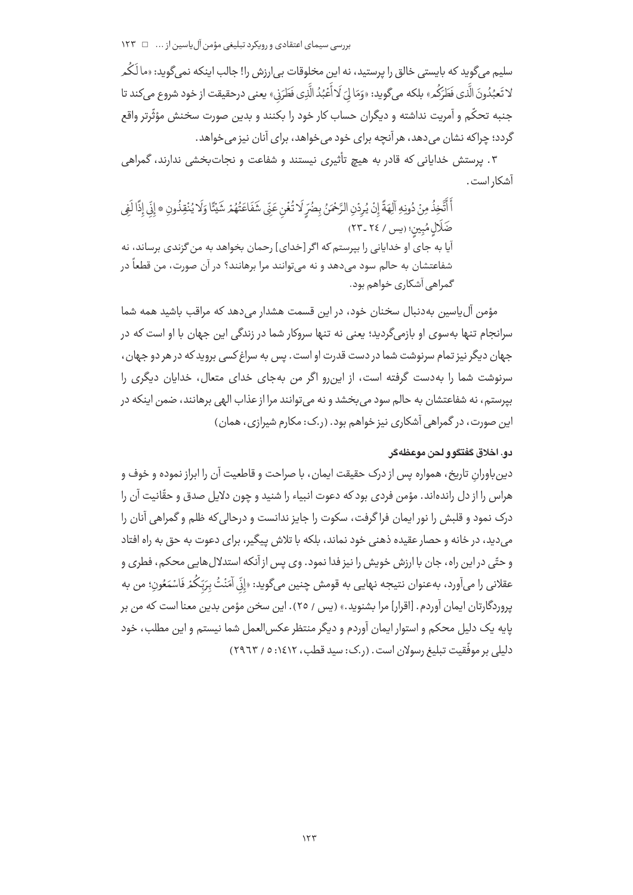سلیم می‌گوید که بایستی خالق را پرستید، نه این مخلوقات بی‌ارزش را! جالب اینکه نمی‌گوید: «ما لَکُم لا تَعبُدُونَ الَّذی فَطَرَکُم» بلکه می‌گوید: «وَمَا لِيَ لَا أَعْبُدُ الَّذِي فَطَرَنِي» یعنی درحقیقت از خود شروع می‌کند تا جنبه تحکّم و آمریت نداشته و دیگران حساب کار خود را بکنند و بدین صورت سخنش مؤثّرتر واقع گردد؛ چراکه نشان می‌دهد، هرآنچه برای خود می‌خواهد، برای آنان نیز می‌خواهد.

۳. پرستش خدایانی که قادر به هیچ تأثیری نیستند و شفاعت و نجات‌بخشی ندارند، گمراهی آشکار است.

> أَأَتَّخِذُ مِنْ دُونِهِ آلِهَةً إِنْ يُرِدْنِ الرَّحْمَنُ بِضُرٍّ لَا تُغْنِ عَنِّي شَفَاعَتُهُمْ شَيْئًا وَلَا يُنْقِذُونِ * إِنِّي إِذًا لَفِي ضَلَالٍ مُبِينٍ؛ (یس / ۲۴ ـ ۲۳)
>
> آیا به جای او خدایانی را بپرستم که اگر [خدای] رحمان بخواهد به من گزندی برساند، نه شفاعتشان به حالم سود می‌دهد و نه می‌توانند مرا برهانند؟ در آن صورت، من قطعاً در گمراهی آشکاری خواهم بود.

مؤمن آل‌یاسین به‌دنبال سخنان خود، در این قسمت هشدار می‌دهد که مراقب باشید همه شما سرانجام تنها به‌سوی او بازمی‌گردید؛ یعنی نه تنها سروکار شما در زندگی این جهان با او است که در جهان دیگر نیز تمام سرنوشت شما در دست قدرت او است. پس به سراغ کسی بروید که در هر دو جهان، سرنوشت شما را به‌دست گرفته است، از این‌رو اگر من به‌جای خدای متعال، خدایان دیگری را بپرستم، نه شفاعتشان به حالم سود می‌بخشد و نه می‌توانند مرا از عذاب الهی برهانند، ضمن اینکه در این صورت، در گمراهی آشکاری نیز خواهم بود. (ر.ک: مکارم شیرازی، همان)

#### دو. اخلاق گفتگو و لحن موعظه‌گر

دین‌باورانِ تاریخ، همواره پس از درک حقیقت ایمان، با صراحت و قاطعیت آن را ابراز نموده و خوف و هراس را از دل رانده‌اند. مؤمن فردی بود که دعوت انبیاء را شنید و چون دلایل صدق و حقّانیت آن را درک نمود و قلبش را نور ایمان فراگرفت، سکوت را جایز ندانست و درحالی‌که ظلم و گمراهی آنان را می‌دید، در خانه و حصار عقیده ذهنی خود نماند، بلکه با تلاش پیگیر، برای دعوت به حق به راه افتاد و حتّی در این راه، جان با ارزش خویش را نیز فدا نمود. وی پس از آنکه استدلال‌هایی محکم، فطری و عقلانی را می‌آورد، به‌عنوان نتیجه نهایی به قومش چنین می‌گوید: «إِنِّي آمَنْتُ بِرَبِّكُمْ فَاسْمَعُونِ؛ من به پروردگارتان ایمان آوردم. [اقرار] مرا بشنوید.» (یس / ۲۵). این سخن مؤمن بدین معنا است که من بر پایه یک دلیل محکم و استوار ایمان آوردم و دیگر منتظر عکس‌العمل شما نیستم و این مطلب، خود دلیلی بر موفّقیت تبلیغ رسولان است. (ر.ک: سید قطب، ۱٤۱۲: ٥ / ۲۹٦۳)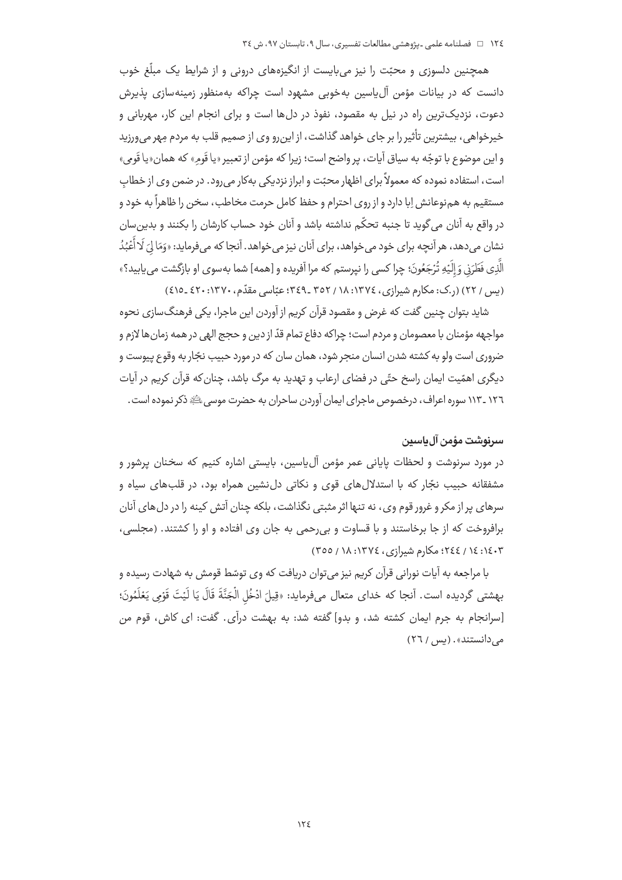همچنین دلسوزی و محبّت را نیز می‌بایست از انگیزه‌های درونی و از شرایط یک مبلّغ خوب دانست که در بیانات مؤمن آل‌یاسین به‌خوبی مشهود است چراکه به‌منظور زمینه‌سازی پذیرش دعوت، نزدیک‌ترین راه در نیل به مقصود، نفوذ در دل‌ها است و برای انجام این کار، مهربانی و خیرخواهی، بیشترین تأثیر را بر جای خواهد گذاشت، از این‌رو وی از صمیم قلب به مردم مِهر می‌ورزید و این موضوع با توجّه به سیاق آیات، پر واضح است؛ زیرا که مؤمن از تعبیر «یا قَومِ» که همان «یا قَومی» است، استفاده نموده که معمولاً برای اظهار محبّت و ابراز نزدیکی به‌کار می‌رود. در ضمن وی از خطابِ مستقیم به هم‌نوعانش اِبا دارد و از روی احترام و حفظ کامل حرمت مخاطب، سخن را ظاهراً به خود و در واقع به آنان می‌گوید تا جنبه تحکّم نداشته باشد و آنان خود حساب کارشان را بکنند و بدین‌سان نشان می‌دهد، هر آنچه برای خود می‌خواهد، برای آنان نیز می‌خواهد. آنجا که می‌فرماید: «وَمَا لِيَ لَا أَعْبُدُ الَّذِي فَطَرَنِي وَإِلَيْهِ تُرْجَعُونَ؛ چرا کسی را نپرستم که مرا آفریده و [همه] شما به‌سوی او بازگشت می‌یابید؟» (یس / ۲۲) (ر.ک: مکارم شیرازی، ۱۳۷٤: ۱۸ / ۳۵۲ ـ ۳٤۹؛ عبّاسی مقدّم، ۱۳۷۰: ٤۲۰ ـ ٤۱۵)

شاید بتوان چنین گفت که غرض و مقصود قرآن کریم از آوردن این ماجرا، یکی فرهنگ‌سازی نحوه مواجهه مؤمنان با معصومان و مردم است؛ چراکه دفاع تمام قدّ از دین و حجج الهی در همه زمان‌ها لازم و ضروری است ولو به کشته شدن انسان منجر شود، همان سان که در مورد حبیب نجّار به وقوع پیوست و دیگری اهمّیت ایمان راسخ حتّی در فضای ارعاب و تهدید به مرگ باشد، چنان‌که قرآن کریم در آیات ۱۲٦ ـ ۱۱۳ سوره اعراف، درخصوص ماجرای ایمان آوردن ساحران به حضرت موسی ﷺ ذکر نموده است.

### سرنوشت مؤمن آل‌یاسین

در مورد سرنوشت و لحظات پایانی عمر مؤمن آل‌یاسین، بایستی اشاره کنیم که سخنان پرشور و مشفقانه حبیب نجّار که با استدلال‌های قوی و نکاتی دل‌نشین همراه بود، در قلب‌های سیاه و سرهای پر از مکر و غرور قوم وی، نه تنها اثر مثبتی نگذاشت، بلکه چنان آتش کینه را در دل‌های آنان برافروخت که از جا برخاستند و با قساوت و بی‌رحمی به جان وی افتاده و او را کشتند. (مجلسی، ۱٤۰۳: ۱٤ / ۲٤٤؛ مکارم شیرازی، ۱۳۷٤: ۱۸ / ۳۵۵)

با مراجعه به آیات نورانی قرآن کریم نیز می‌توان دریافت که وی توسّط قومش به شهادت رسیده و بهشتی گردیده است. آنجا که خدای متعال می‌فرماید: «قِيلَ ادْخُلِ الْجَنَّةَ قَالَ يَا لَيْتَ قَوْمِي يَعْلَمُونَ؛ [سرانجام به جرم ایمان کشته شد، و بدو] گفته شد: به بهشت درآی. گفت: ای کاش، قوم من می‌دانستند». (یس / ۲٦)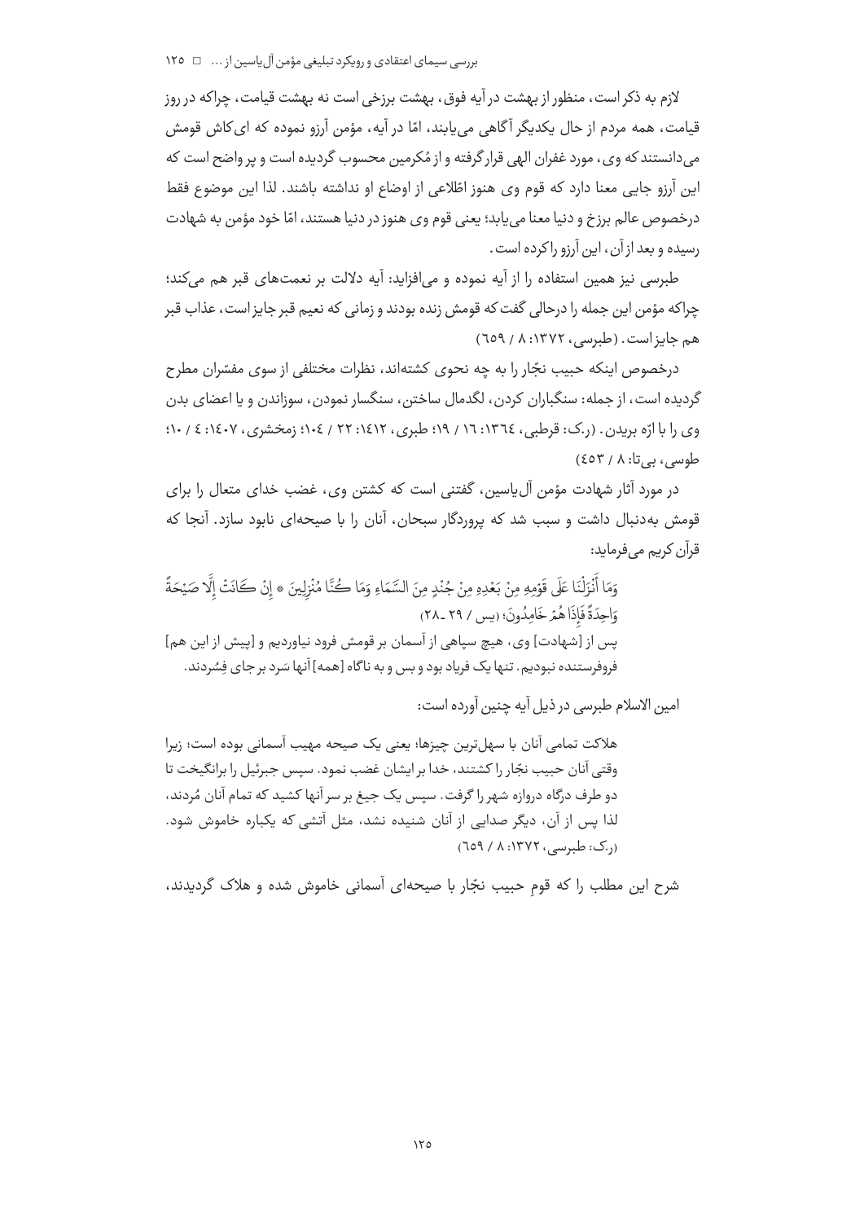لازم به ذکر است، منظور از بهشت در آیه فوق، بهشت برزخی است نه بهشت قیامت، چراکه در روز قیامت، همه مردم از حال یکدیگر آگاهی می‌یابند، امّا در آیه، مؤمن آرزو نموده که ای‌کاش قومش می‌دانستند که وی، مورد غفران الهی قرارگرفته و از مُکرمین محسوب گردیده است و پر واضح است که این آرزو جایی معنا دارد که قوم وی هنوز اطّلاعی از اوضاع او نداشته باشند. لذا این موضوع فقط درخصوص عالم برزخ و دنیا معنا می‌یابد؛ یعنی قوم وی هنوز در دنیا هستند، امّا خود مؤمن به شهادت رسیده و بعد از آن، این آرزو را کرده است.

طبرسی نیز همین استفاده را از آیه نموده و می‌افزاید: آیه دلالت بر نعمت‌های قبر هم می‌کند؛ چراکه مؤمن این جمله را درحالی گفت که قومش زنده بودند و زمانی که نعیم قبر جایز است، عذاب قبر هم جایز است. (طبرسی، ۱۳۷۲: ۸ / ٦٥٩)

درخصوص اینکه حبیب نجّار را به چه نحوی کشته‌اند، نظرات مختلفی از سوی مفسّران مطرح گردیده است، از جمله: سنگباران کردن، لگدمال ساختن، سنگسار نمودن، سوزاندن و یا اعضای بدن وی را با ارّه بریدن. (ر.ک: قرطبی، ١٣٦٤: ١٦ / ١٩؛ طبری، ١٤١٢: ٢٢ / ١٠٤؛ زمخشری، ١٤٠٧: ٤ / ١٠؛ طوسی، بی‌تا: ٨ / ٤٥٣)

در مورد آثار شهادت مؤمن آل‌یاسین، گفتنی است که کشتن وی، غضب خدای متعال را برای قومش به‌دنبال داشت و سبب شد که پروردگار سبحان، آنان را با صیحه‌ای نابود سازد. آنجا که قرآن کریم می‌فرماید:

وَمَا أَنْزَلْنَا عَلَى قَوْمِهِ مِنْ بَعْدِهِ مِنْ جُنْدٍ مِنَ السَّمَاءِ وَمَا كُنَّا مُنْزِلِينَ * إِنْ كَانَتْ إِلَّا صَيْحَةً وَاحِدَةً فَإِذَا هُمْ خَامِدُونَ؛ (یس / ٢٩ ـ ٢٨)

پس از [شهادت] وی، هیچ سپاهی از آسمان بر قومش فرود نیاوردیم و [پیش از این هم] فروفرستنده نبودیم. تنها یک فریاد بود و بس و به ناگاه [همه] آنها سَرد بر جای فِسُردند.

امین الاسلام طبرسی در ذیل آیه چنین آورده است:

هلاکت تمامی آنان با سهل‌ترین چیزها؛ یعنی یک صیحه مهیب آسمانی بوده است؛ زیرا وقتی آنان حبیب نجّار را کشتند، خدا بر ایشان غضب نمود. سپس جبرئیل را برانگیخت تا دو طرف درگاه دروازه شهر را گرفت. سپس یک جیغ بر سر آنها کشید که تمام آنان مُردند، لذا پس از آن، دیگر صدایی از آنان شنیده نشد، مثل آتشی که یکباره خاموش شود. (ر.ک: طبرسی، ۱۳۷۲: ۸ / ٦٥٩)

شرح این مطلب را که قومِ حبیب نجّار با صیحه‌ای آسمانی خاموش شده و هلاک گردیدند،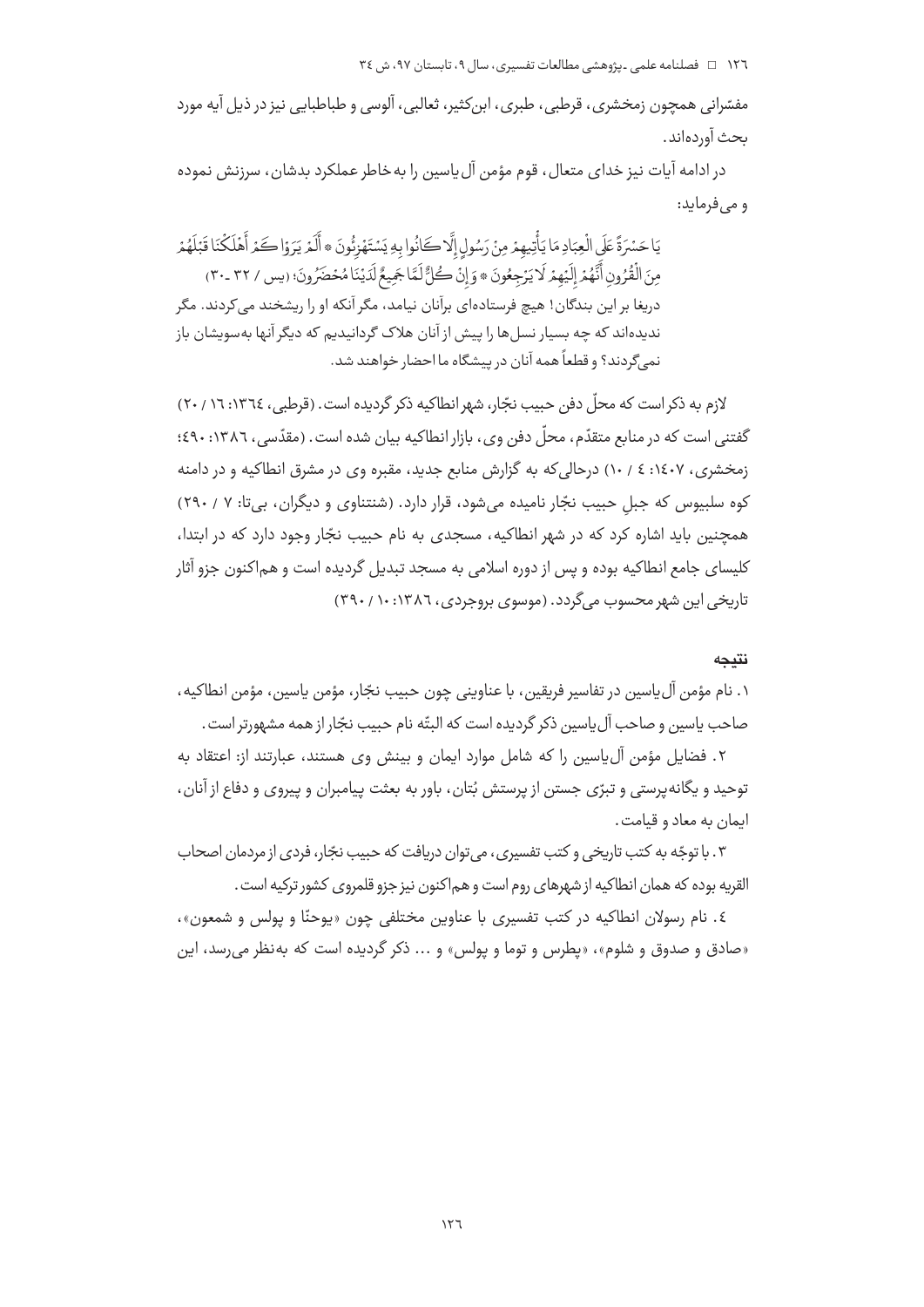مفسّرانی همچون زمخشری، قرطبی، طبری، ابن‌کثیر، ثعالبی، آلوسی و طباطبایی نیز در ذیل آیه مورد بحث آورده‌اند.

در ادامه آیات نیز خدای متعال، قوم مؤمن آل‌یاسین را به‌خاطر عملکرد بدشان، سرزنش نموده و می‌فرماید:

> یَا حَسْرَةً عَلَی الْعِبَادِ مَا یَأْتِیهِمْ مِنْ رَسُولٍ إِلَّا کَانُوا بِهِ یَسْتَهْزِئُونَ * أَلَمْ یَرَوْا کَمْ أَهْلَکْنَا قَبْلَهُمْ مِنَ الْقُرُونِ أَنَّهُمْ إِلَیْهِمْ لَا یَرْجِعُونَ * وَإِنْ کُلٌّ لَمَّا جَمِیعٌ لَدَیْنَا مُحْضَرُونَ؛ (یس / ۳۲ ـ ۳۰)
>
> دریغا بر این بندگان! هیچ فرستاده‌ای برآنان نیامد، مگر آنکه او را ریشخند می‌کردند. مگر ندیده‌اند که چه بسیار نسل‌ها را پیش از آنان هلاک گردانیدیم که دیگر آنها به‌سویشان باز نمی‌گردند؟ و قطعاً همه آنان در پیشگاه ما احضار خواهند شد.

لازم به ذکر است که محلّ دفن حبیب نجّار، شهر انطاکیه ذکر گردیده است. (قرطبی، ۱۳۶۴: ۱۶ / ۲۰) گفتنی است که در منابع متقدّم، محلّ دفن وی، بازار انطاکیه بیان شده است. (مقدّسی، ۱۳۸۶: ۴۹۰؛ زمخشری، ۱۴۰۷: ۴ / ۱۰) درحالی‌که به گزارش منابع جدید، مقبره وی در مشرق انطاکیه و در دامنه کوه سلبیوس که جبلِ حبیب نجّار نامیده می‌شود، قرار دارد. (شنتناوی و دیگران، بی‌تا: ۷ / ۲۹۰) همچنین باید اشاره کرد که در شهر انطاکیه، مسجدی به نام حبیب نجّار وجود دارد که در ابتدا، کلیسای جامع انطاکیه بوده و پس از دوره اسلامی به مسجد تبدیل گردیده است و هم‌اکنون جزو آثار تاریخی این شهر محسوب می‌گردد. (موسوی بروجردی، ۱۳۸۶: ۱۰ / ۳۹۰)

## نتیجه

۱. نام مؤمن آل‌یاسین در تفاسیر فریقین، با عناوینی چون حبیب نجّار، مؤمن یاسین، مؤمن انطاکیه، صاحب یاسین و صاحب آل‌یاسین ذکر گردیده است که البتّه نام حبیب نجّار از همه مشهورتر است.

۲. فضایل مؤمن آل‌یاسین را که شامل موارد ایمان و بینش وی هستند، عبارتند از: اعتقاد به توحید و یگانه‌پرستی و تبرّی جستن از پرستش بُتان، باور به بعثت پیامبران و پیروی و دفاع از آنان، ایمان به معاد و قیامت.

۳. با توجّه به کتب تاریخی و کتب تفسیری، می‌توان دریافت که حبیب نجّار، فردی از مردمان اصحاب القریه بوده که همان انطاکیه از شهرهای روم است و هم‌اکنون نیز جزو قلمروی کشور ترکیه است.

۴. نام رسولان انطاکیه در کتب تفسیری با عناوین مختلفی چون «یوحنّا و پولس و شمعون»، «صادق و صدوق و شلوم»، «پطرس و توما و پولس» و ... ذکر گردیده است که به‌نظر می‌رسد، این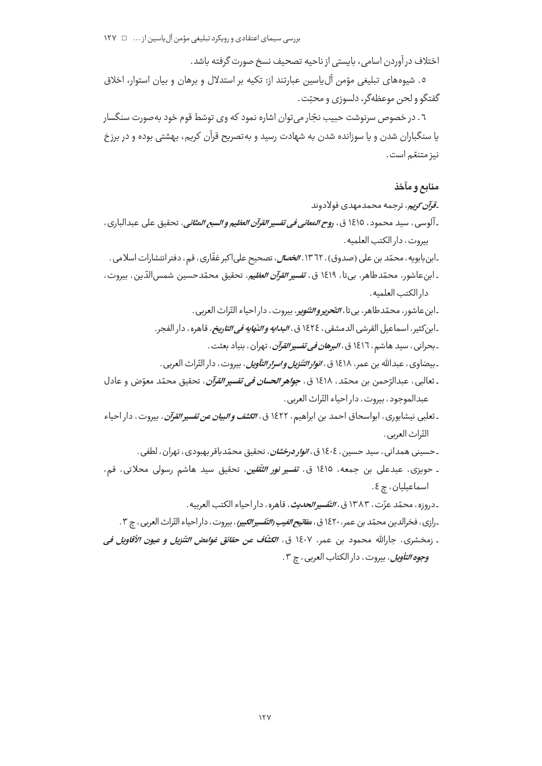اختلاف درآوردن اسامی، بایستی از ناحیه تصحیف نسخ صورت گرفته باشد.

۵. شیوه‌های تبلیغی مؤمن آل‌یاسین عبارتند از: تکیه بر استدلال و برهان و بیان استوار، اخلاق گفتگو و لحن موعظه‌گر، دلسوزی و محبّت.

۶. در خصوص سرنوشت حبیب نجّار می‌توان اشاره نمود که وی توسّط قوم خود به‌صورت سنگسار یا سنگباران شدن و یا سوزانده شدن به شهادت رسید و به‌تصریح قرآن کریم، بهشتی بوده و در برزخ نیز متنعّم است.

## منابع و مآخذ

- *قرآن کریم*، ترجمه محمدمهدی فولادوند
- آلوسی، سید محمود، ۱٤۱۵ ق، *روح المعانی فی تفسیر القرآن العظیم و السبع المثانی*، تحقیق علی عبدالباری، بیروت، دار الکتب العلمیه.
- ابن‌بابویه، محمّد بن علی (صدوق)، ۱۳٦۲، *الخصال*، تصحیح علی‌اکبر غفّاری، قم، دفتر انتشارات اسلامی.
- ابن‌عاشور، محمّدطاهر، بی‌تا، ۱٤۱۹ ق، *تفسیر القرآن العظیم*، تحقیق محمّدحسین شمس‌الدّین، بیروت، دار الکتب العلمیه.
- ابن‌عاشور، محمّدطاهر، بی‌تا، *التّحریر و التّنویر*، بیروت، دار احیاء التّراث العربی.
- ابن‌کثیر، اسماعیل القرشی الدمشقی، ۱٤۲٤ ق، *البدایه و النّهایه فی التاریخ*، قاهره، دار الفجر.
- بحرانی، سید هاشم، ۱٤۱٦ ق، *البرهان فی تفسیر القرآن*، تهران، بنیاد بعثت.
- بیضاوی، عبدالله بن عمر، ۱٤۱۸ ق، *انوار التّنزیل و اسرار التأویل*، بیروت، دار التّراث العربی.
- ثعالبی، عبدالرّحمن بن محمّد، ۱٤۱۸ ق، *جواهر الحسان فی تفسیر القرآن*، تحقیق محمّد معوّض و عادل عبدالموجود، بیروت، دار احیاء التّراث العربی.
- ثعلبی نیشابوری، ابواسحاق احمد بن ابراهیم، ۱٤۲۲ ق، *الکشف و البیان عن تفسیر القرآن*، بیروت، دار احیاء التّراث العربی.
- حسینی همدانی، سید حسین، ۱٤۰٤ ق، *انوار درخشان*، تحقیق محمّدباقر بهبودی، تهران، لطفی.
- حویزی، عبدعلی بن جمعه، ۱٤۱۵ ق، *تفسیر نور الثّقلین*، تحقیق سید هاشم رسولی محلاتی، قم، اسماعیلیان، چ ٤.
- دروزه، محمّد عزّت، ۱۳۸۳ ق، *التّفسیر الحدیث*، قاهره، دار احیاء الکتب العربیه.
- رازی، فخرالدین محمّد بن عمر، ۱٤۲۰ ق، *مفاتیح الغیب (التّفسیر الکبیر)*، بیروت، دار احیاء التّراث العربی، چ ۳.
- زمخشری، جارالله محمود بن عمر، ۱٤۰۷ ق، *الکشّاف عن حقائق غوامض التّنزیل و عیون الأقاویل فی وجوه التأویل*، بیروت، دار الکتاب العربی، چ ۳.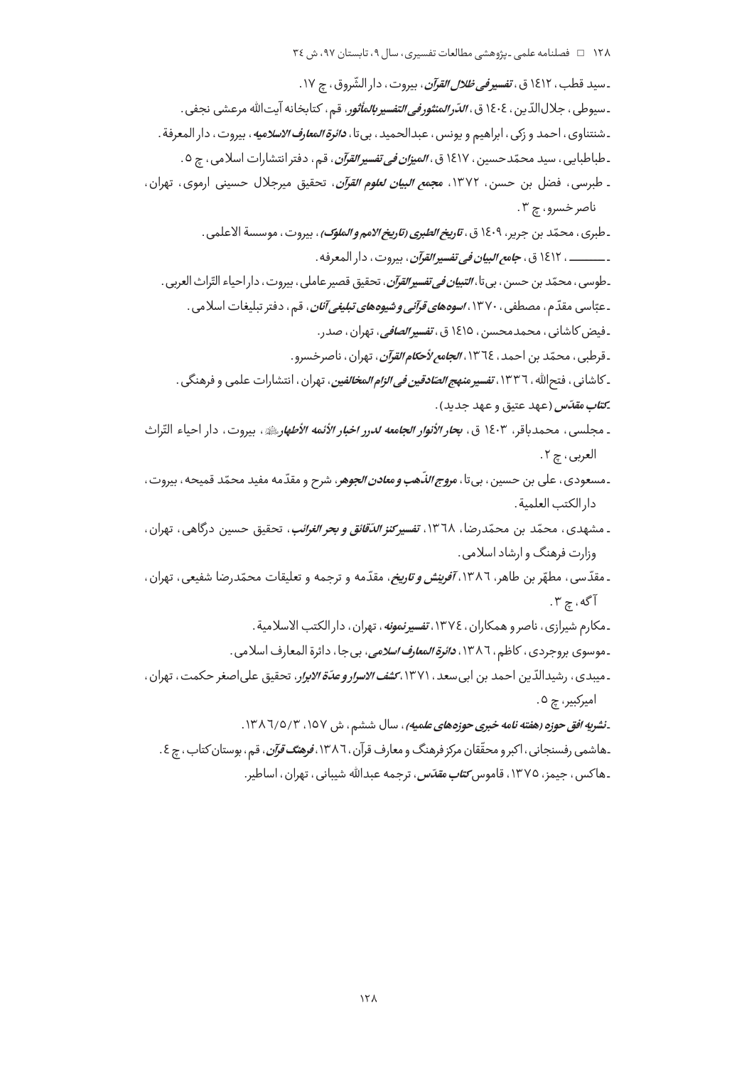- سید قطب، ۱۴۱۲ ق، *تفسیر فی ظلال القرآن*، بیروت، دار الشّروق، چ ۱۷.

- سیوطی، جلال‌الدّین، ۱۴۰۴ ق، *الدّر المنثور فی التفسیر بالمأثور*، قم، کتابخانه آیت‌الله مرعشی نجفی.

- شنتناوی، احمد و زکی، ابراهیم و یونس، عبدالحمید، بی‌تا، *دائرة المعارف الاسلامیه*، بیروت، دار المعرفة.

- طباطبایی، سید محمّدحسین، ۱۴۱۷ ق، *المیزان فی تفسیر القرآن*، قم، دفتر انتشارات اسلامی، چ ۵.

- طبرسی، فضل بن حسن، ۱۳۷۲، *مجمع البیان لعلوم القرآن*، تحقیق میرجلال حسینی ارموی، تهران، ناصرخسرو، چ ۳.

- طبری، محمّد بن جریر، ۱۴۰۹ ق، *تاریخ الطبری (تاریخ الامم و الملوک)*، بیروت، موسسة الاعلمی.

- ــــــــــ، ۱۴۱۲ ق، *جامع البیان فی تفسیر القرآن*، بیروت، دار المعرفه.

- طوسی، محمّد بن حسن، بی‌تا، *التبیان فی تفسیر القرآن*، تحقیق قصیر عاملی، بیروت، دار احیاء التّراث العربی.

- عبّاسی مقدّم، مصطفی، ۱۳۷۰، *اسوه‌های قرآنی و شیوه‌های تبلیغی آنان*، قم، دفتر تبلیغات اسلامی.

- فیض کاشانی، محمدمحسن، ۱۴۱۵ ق، *تفسیر الصافی*، تهران، صدر.

- قرطبی، محمّد بن احمد، ۱۳۶۴، *الجامع لأحکام القرآن*، تهران، ناصرخسرو.

- کاشانی، فتح‌الله، ۱۳۳۶، *تفسیر منهج الصّادقین فی الزام المخالفین*، تهران، انتشارات علمی و فرهنگی.

- *کتاب مقدّس* (عهد عتیق و عهد جدید).

- مجلسی، محمدباقر، ۱۴۰۳ ق، *بحار الأنوار الجامعه لدرر اخبار الأئمه الأطهار*ﷺ، بیروت، دار احیاء التّراث العربی، چ ۲.

- مسعودی، علی بن حسین، بی‌تا، *مروج الذّهب و معادن الجوهر*، شرح و مقدّمه مفید محمّد قمیحه، بیروت، دار الکتب العلمیة.

- مشهدی، محمّد بن محمّدرضا، ۱۳۶۸، *تفسیر کنز الدّقائق و بحر الغرائب*، تحقیق حسین درگاهی، تهران، وزارت فرهنگ و ارشاد اسلامی.

- مقدّسی، مطهّر بن طاهر، ۱۳۸۶، *آفرینش و تاریخ*، مقدّمه و ترجمه و تعلیقات محمّدرضا شفیعی، تهران، آگه، چ ۳.

- مکارم شیرازی، ناصر و همکاران، ۱۳۷۴، *تفسیر نمونه*، تهران، دار الکتب الاسلامیة.

- موسوی بروجردی، کاظم، ۱۳۸۶، *دائرة المعارف اسلامی*، بی‌جا، دائرة المعارف اسلامی.

- میبدی، رشیدالدّین احمد بن ابی‌سعد، ۱۳۷۱، *کشف الاسرار و عدّة الابرار*، تحقیق علی‌اصغر حکمت، تهران، امیرکبیر، چ ۵.

- *نشریه افق حوزه (هفته نامه خبری حوزه‌های علمیه)*، سال ششم، ش ۱۵۷، ۱۳۸۶/۵/۳.

- هاشمی رفسنجانی، اکبر و محقّقان مرکز فرهنگ و معارف قرآن، ۱۳۸۶، *فرهنگ قرآن*، قم، بوستان کتاب، چ ۴.

- هاکس، جیمز، ۱۳۷۵، قاموس *کتاب مقدّس*، ترجمه عبدالله شیبانی، تهران، اساطیر.